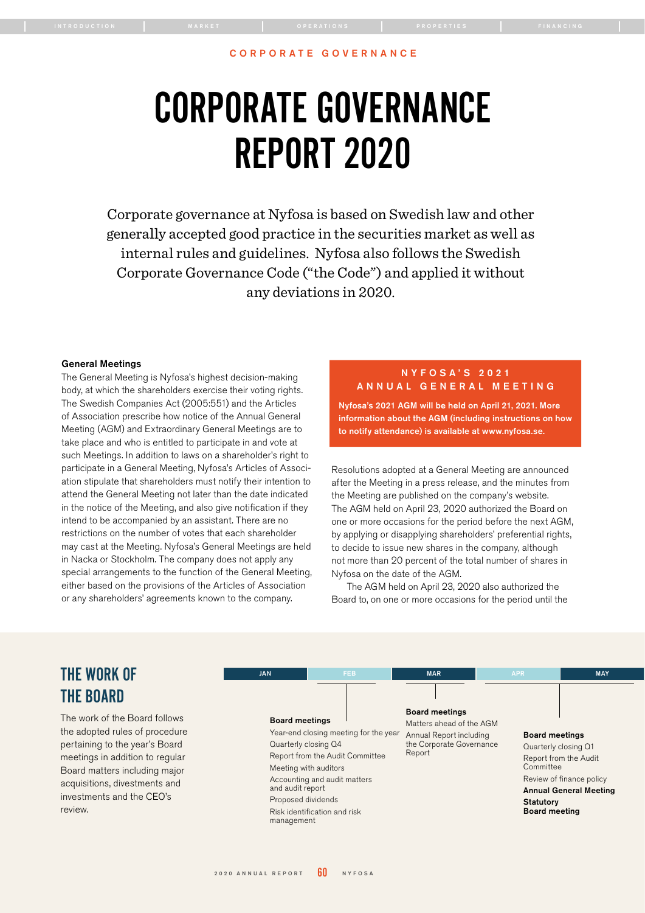CORPORATE GOVERNANCE

# CORPORATE GOVERNANCE REPORT 2020

Corporate governance at Nyfosa is based on Swedish law and other generally accepted good practice in the securities market as well as internal rules and guidelines. Nyfosa also follows the Swedish Corporate Governance Code ("the Code") and applied it without any deviations in 2020.

### General Meetings

The General Meeting is Nyfosa's highest decision-making body, at which the shareholders exercise their voting rights. The Swedish Companies Act (2005:551) and the Articles of Association prescribe how notice of the Annual General Meeting (AGM) and Extraordinary General Meetings are to take place and who is entitled to participate in and vote at such Meetings. In addition to laws on a shareholder's right to participate in a General Meeting, Nyfosa's Articles of Association stipulate that shareholders must notify their intention to attend the General Meeting not later than the date indicated in the notice of the Meeting, and also give notification if they intend to be accompanied by an assistant. There are no restrictions on the number of votes that each shareholder may cast at the Meeting. Nyfosa's General Meetings are held in Nacka or Stockholm. The company does not apply any special arrangements to the function of the General Meeting, either based on the provisions of the Articles of Association or any shareholders' agreements known to the company.

> **NYFOSA'S 2021 ANNUAL GENERAL MEETING**
>
> **Nyfosa's 2021 AGM will be held on April 21, 2021. More information about the AGM (including instructions on how to notify attendance) is available at www.nyfosa.se.**

Resolutions adopted at a General Meeting are announced after the Meeting in a press release, and the minutes from the Meeting are published on the company's website. The AGM held on April 23, 2020 authorized the Board on one or more occasions for the period before the next AGM, by applying or disapplying shareholders' preferential rights, to decide to issue new shares in the company, although not more than 20 percent of the total number of shares in Nyfosa on the date of the AGM.

The AGM held on April 23, 2020 also authorized the Board to, on one or more occasions for the period until the

## THE WORK OF THE BOARD

The work of the Board follows the adopted rules of procedure pertaining to the year's Board meetings in addition to regular Board matters including major acquisitions, divestments and investments and the CEO's review.

JAN | FEB | MAR | APR | MAY

**Board meetings**
- Year-end closing meeting for the year
- Quarterly closing Q4
- Report from the Audit Committee
- Meeting with auditors
- Accounting and audit matters and audit report
- Proposed dividends
- Risk identification and risk management

**Board meetings**
- Matters ahead of the AGM
- Annual Report including the Corporate Governance Report

**Board meetings**
- Quarterly closing Q1
- Report from the Audit Committee
- Review of finance policy

**Annual General Meeting**

**Statutory Board meeting**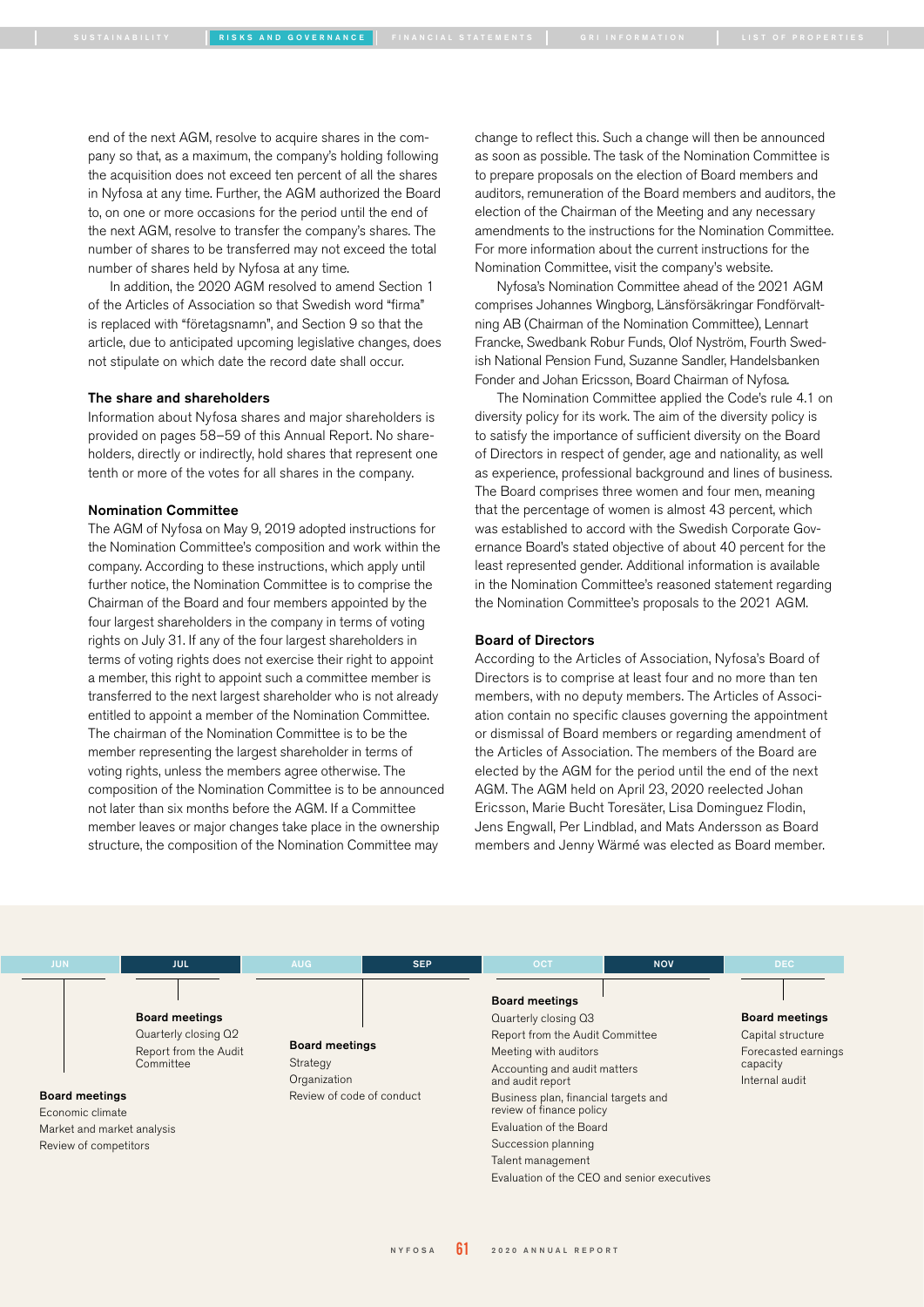end of the next AGM, resolve to acquire shares in the company so that, as a maximum, the company's holding following the acquisition does not exceed ten percent of all the shares in Nyfosa at any time. Further, the AGM authorized the Board to, on one or more occasions for the period until the end of the next AGM, resolve to transfer the company's shares. The number of shares to be transferred may not exceed the total number of shares held by Nyfosa at any time.

In addition, the 2020 AGM resolved to amend Section 1 of the Articles of Association so that Swedish word "firma" is replaced with "företagsnamn", and Section 9 so that the article, due to anticipated upcoming legislative changes, does not stipulate on which date the record date shall occur.

### The share and shareholders

Information about Nyfosa shares and major shareholders is provided on pages 58–59 of this Annual Report. No shareholders, directly or indirectly, hold shares that represent one tenth or more of the votes for all shares in the company.

### Nomination Committee

The AGM of Nyfosa on May 9, 2019 adopted instructions for the Nomination Committee's composition and work within the company. According to these instructions, which apply until further notice, the Nomination Committee is to comprise the Chairman of the Board and four members appointed by the four largest shareholders in the company in terms of voting rights on July 31. If any of the four largest shareholders in terms of voting rights does not exercise their right to appoint a member, this right to appoint such a committee member is transferred to the next largest shareholder who is not already entitled to appoint a member of the Nomination Committee. The chairman of the Nomination Committee is to be the member representing the largest shareholder in terms of voting rights, unless the members agree otherwise. The composition of the Nomination Committee is to be announced not later than six months before the AGM. If a Committee member leaves or major changes take place in the ownership structure, the composition of the Nomination Committee may change to reflect this. Such a change will then be announced as soon as possible. The task of the Nomination Committee is to prepare proposals on the election of Board members and auditors, remuneration of the Board members and auditors, the election of the Chairman of the Meeting and any necessary amendments to the instructions for the Nomination Committee. For more information about the current instructions for the Nomination Committee, visit the company's website.

Nyfosa's Nomination Committee ahead of the 2021 AGM comprises Johannes Wingborg, Länsförsäkringar Fondförvaltning AB (Chairman of the Nomination Committee), Lennart Francke, Swedbank Robur Funds, Olof Nyström, Fourth Swedish National Pension Fund, Suzanne Sandler, Handelsbanken Fonder and Johan Ericsson, Board Chairman of Nyfosa.

The Nomination Committee applied the Code's rule 4.1 on diversity policy for its work. The aim of the diversity policy is to satisfy the importance of sufficient diversity on the Board of Directors in respect of gender, age and nationality, as well as experience, professional background and lines of business. The Board comprises three women and four men, meaning that the percentage of women is almost 43 percent, which was established to accord with the Swedish Corporate Governance Board's stated objective of about 40 percent for the least represented gender. Additional information is available in the Nomination Committee's reasoned statement regarding the Nomination Committee's proposals to the 2021 AGM.

### Board of Directors

According to the Articles of Association, Nyfosa's Board of Directors is to comprise at least four and no more than ten members, with no deputy members. The Articles of Association contain no specific clauses governing the appointment or dismissal of Board members or regarding amendment of the Articles of Association. The members of the Board are elected by the AGM for the period until the end of the next AGM. The AGM held on April 23, 2020 reelected Johan Ericsson, Marie Bucht Toresäter, Lisa Dominguez Flodin, Jens Engwall, Per Lindblad, and Mats Andersson as Board members and Jenny Wärmé was elected as Board member.

| JUN | JUL | AUG | SEP | OCT | NOV | DEC |
|---|---|---|---|---|---|---|
| **Board meetings**<br>Economic climate<br>Market and market analysis<br>Review of competitors | **Board meetings**<br>Quarterly closing Q2<br>Report from the Audit Committee | | **Board meetings**<br>Strategy<br>Organization<br>Review of code of conduct | | **Board meetings**<br>Quarterly closing Q3<br>Report from the Audit Committee<br>Meeting with auditors<br>Accounting and audit matters and audit report<br>Business plan, financial targets and review of finance policy<br>Evaluation of the Board<br>Succession planning<br>Talent management<br>Evaluation of the CEO and senior executives | **Board meetings**<br>Capital structure<br>Forecasted earnings capacity<br>Internal audit |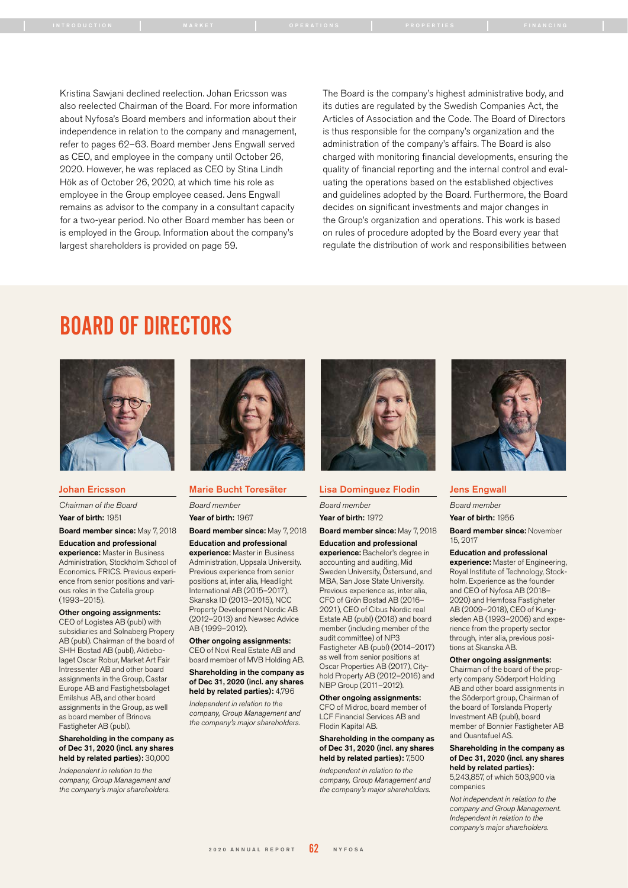Kristina Sawjani declined reelection. Johan Ericsson was also reelected Chairman of the Board. For more information about Nyfosa's Board members and information about their independence in relation to the company and management, refer to pages 62–63. Board member Jens Engwall served as CEO, and employee in the company until October 26, 2020. However, he was replaced as CEO by Stina Lindh Hök as of October 26, 2020, at which time his role as employee in the Group employee ceased. Jens Engwall remains as advisor to the company in a consultant capacity for a two-year period. No other Board member has been or is employed in the Group. Information about the company's largest shareholders is provided on page 59.

The Board is the company's highest administrative body, and its duties are regulated by the Swedish Companies Act, the Articles of Association and the Code. The Board of Directors is thus responsible for the company's organization and the administration of the company's affairs. The Board is also charged with monitoring financial developments, ensuring the quality of financial reporting and the internal control and evaluating the operations based on the established objectives and guidelines adopted by the Board. Furthermore, the Board decides on significant investments and major changes in the Group's organization and operations. This work is based on rules of procedure adopted by the Board every year that regulate the distribution of work and responsibilities between

# BOARD OF DIRECTORS

## Johan Ericsson

*Chairman of the Board*

**Year of birth:** 1951

**Board member since:** May 7, 2018

**Education and professional experience:** Master in Business Administration, Stockholm School of Economics. FRICS. Previous experience from senior positions and various roles in the Catella group (1993–2015).

**Other ongoing assignments:** CEO of Logistea AB (publ) with subsidiaries and Solnaberg Property AB (publ). Chairman of the board of SHH Bostad AB (publ), Aktiebolaget Oscar Robur, Market Art Fair Intressenter AB and other board assignments in the Group, Castar Europe AB and Fastighetsbolaget Emilshus AB, and other board assignments in the Group, as well as board member of Brinova Fastigheter AB (publ).

**Shareholding in the company as of Dec 31, 2020 (incl. any shares held by related parties):** 30,000

*Independent in relation to the company, Group Management and the company's major shareholders.*

## Marie Bucht Toresäter

*Board member*

**Year of birth:** 1967

**Board member since:** May 7, 2018

**Education and professional experience:** Master in Business Administration, Uppsala University. Previous experience from senior positions at, inter alia, Headlight International AB (2015–2017), Skanska ID (2013–2015), NCC Property Development Nordic AB (2012–2013) and Newsec Advice AB (1999–2012).

**Other ongoing assignments:** CEO of Novi Real Estate AB and board member of MVB Holding AB.

**Shareholding in the company as of Dec 31, 2020 (incl. any shares held by related parties):** 4,796

*Independent in relation to the company, Group Management and the company's major shareholders.*

## Lisa Dominguez Flodin

*Board member*

**Year of birth:** 1972

**Board member since:** May 7, 2018

**Education and professional experience:** Bachelor's degree in accounting and auditing, Mid Sweden University, Östersund, and MBA, San Jose State University. Previous experience as, inter alia, CFO of Grön Bostad AB (2016–2021), CEO of Cibus Nordic real Estate AB (publ) (2018) and board member (including member of the audit committee) of NP3 Fastigheter AB (publ) (2014–2017) as well from senior positions at Oscar Properties AB (2017), Cityhold Property AB (2012–2016) and NBP Group (2011–2012).

**Other ongoing assignments:** CFO of Midroc, board member of LCF Financial Services AB and Flodin Kapital AB.

**Shareholding in the company as of Dec 31, 2020 (incl. any shares held by related parties):** 7,500

*Independent in relation to the company, Group Management and the company's major shareholders.*

## Jens Engwall

*Board member*

**Year of birth:** 1956

**Board member since:** November 15, 2017

**Education and professional experience:** Master of Engineering, Royal Institute of Technology, Stockholm. Experience as the founder and CEO of Nyfosa AB (2018–2020) and Hemfosa Fastigheter AB (2009–2018), CEO of Kungsleden AB (1993–2006) and experience from the property sector through, inter alia, previous positions at Skanska AB.

**Other ongoing assignments:** Chairman of the board of the property company Söderport Holding AB and other board assignments in the Söderport group, Chairman of the board of Torslanda Property Investment AB (publ), board member of Bonnier Fastigheter AB and Quantafuel AS.

**Shareholding in the company as of Dec 31, 2020 (incl. any shares held by related parties):** 5,243,857, of which 503,900 via companies

*Not independent in relation to the company and Group Management. Independent in relation to the company's major shareholders.*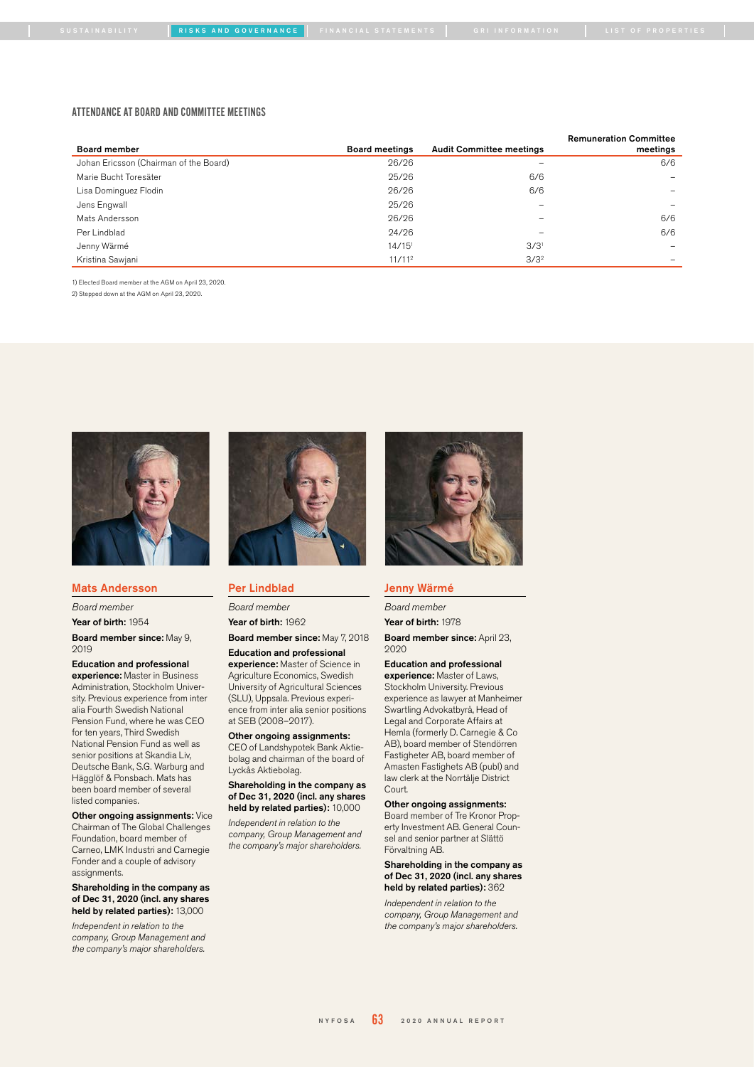## ATTENDANCE AT BOARD AND COMMITTEE MEETINGS

| Board member | Board meetings | Audit Committee meetings | Remuneration Committee meetings |
|---|---|---|---|
| Johan Ericsson (Chairman of the Board) | 26/26 | – | 6/6 |
| Marie Bucht Toresäter | 25/26 | 6/6 | – |
| Lisa Dominguez Flodin | 26/26 | 6/6 | – |
| Jens Engwall | 25/26 | – | – |
| Mats Andersson | 26/26 | – | 6/6 |
| Per Lindblad | 24/26 | – | 6/6 |
| Jenny Wärmé | 14/15[1] | 3/3[1] | – |
| Kristina Sawjani | 11/11[2] | 3/3[2] | – |

1) Elected Board member at the AGM on April 23, 2020.

2) Stepped down at the AGM on April 23, 2020.

### Mats Andersson

*Board member*

**Year of birth:** 1954

**Board member since:** May 9, 2019

**Education and professional experience:** Master in Business Administration, Stockholm University. Previous experience from inter alia Fourth Swedish National Pension Fund, where he was CEO for ten years, Third Swedish National Pension Fund as well as senior positions at Skandia Liv, Deutsche Bank, S.G. Warburg and Hägglöf & Ponsbach. Mats has been board member of several listed companies.

**Other ongoing assignments:** Vice Chairman of The Global Challenges Foundation, board member of Carneo, LMK Industri and Carnegie Fonder and a couple of advisory assignments.

**Shareholding in the company as of Dec 31, 2020 (incl. any shares held by related parties):** 13,000

*Independent in relation to the company, Group Management and the company's major shareholders.*

### Per Lindblad

*Board member*

**Year of birth:** 1962

**Board member since:** May 7, 2018

**Education and professional experience:** Master of Science in Agriculture Economics, Swedish University of Agricultural Sciences (SLU), Uppsala. Previous experience from inter alia senior positions at SEB (2008–2017).

**Other ongoing assignments:** CEO of Landshypotek Bank Aktiebolag and chairman of the board of Lyckås Aktiebolag.

**Shareholding in the company as of Dec 31, 2020 (incl. any shares held by related parties):** 10,000

*Independent in relation to the company, Group Management and the company's major shareholders.*

### Jenny Wärmé

*Board member*

**Year of birth:** 1978

**Board member since:** April 23, 2020

**Education and professional experience:** Master of Laws, Stockholm University. Previous experience as lawyer at Manheimer Swartling Advokatbyrå, Head of Legal and Corporate Affairs at Hemla (formerly D. Carnegie & Co AB), board member of Stendörren Fastigheter AB, board member of Amasten Fastighets AB (publ) and law clerk at the Norrtälje District Court.

**Other ongoing assignments:** Board member of Tre Kronor Property Investment AB. General Counsel and senior partner at Slättö Förvaltning AB.

**Shareholding in the company as of Dec 31, 2020 (incl. any shares held by related parties):** 362

*Independent in relation to the company, Group Management and the company's major shareholders.*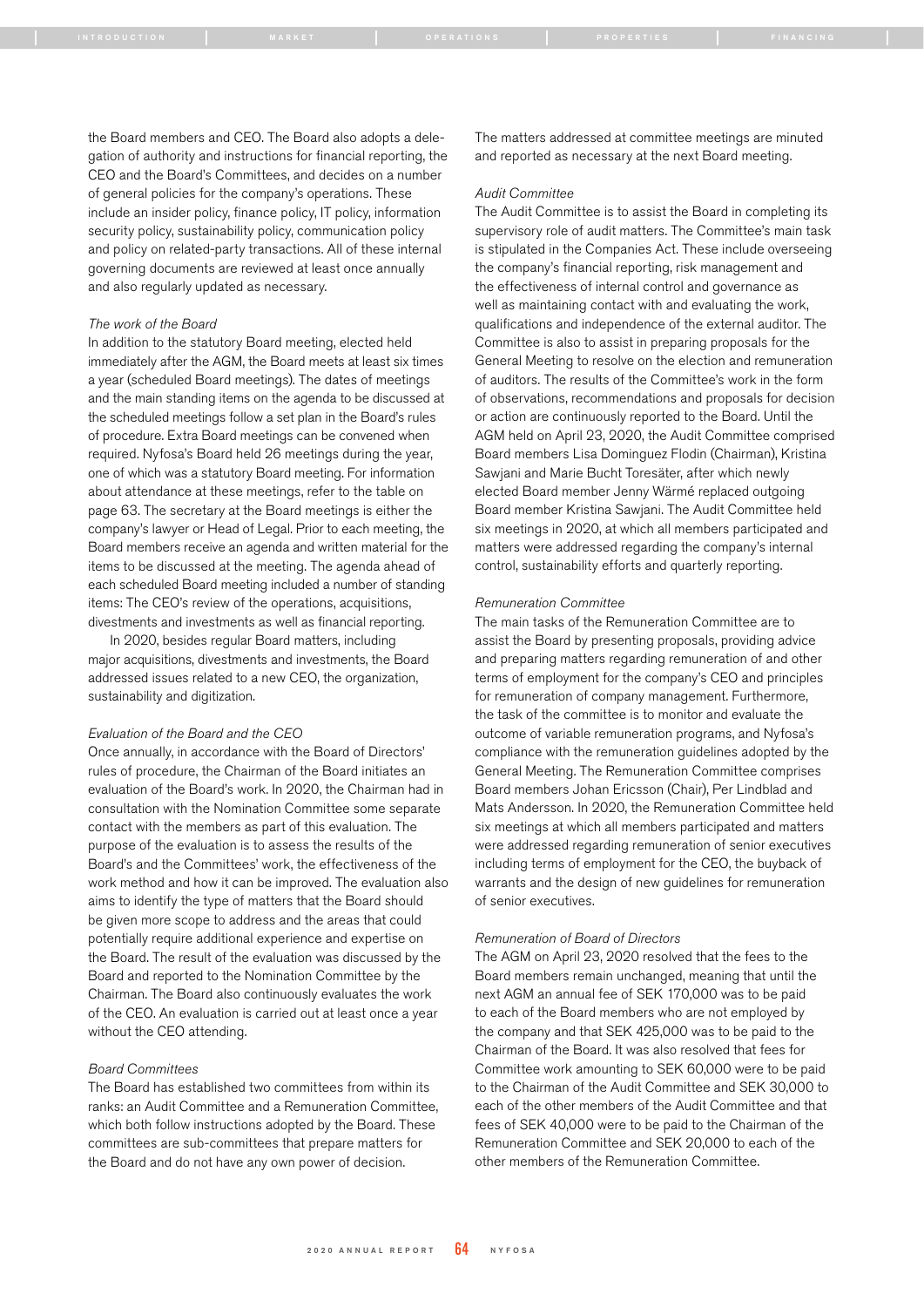the Board members and CEO. The Board also adopts a delegation of authority and instructions for financial reporting, the CEO and the Board's Committees, and decides on a number of general policies for the company's operations. These include an insider policy, finance policy, IT policy, information security policy, sustainability policy, communication policy and policy on related-party transactions. All of these internal governing documents are reviewed at least once annually and also regularly updated as necessary.

*The work of the Board*

In addition to the statutory Board meeting, elected held immediately after the AGM, the Board meets at least six times a year (scheduled Board meetings). The dates of meetings and the main standing items on the agenda to be discussed at the scheduled meetings follow a set plan in the Board's rules of procedure. Extra Board meetings can be convened when required. Nyfosa's Board held 26 meetings during the year, one of which was a statutory Board meeting. For information about attendance at these meetings, refer to the table on page 63. The secretary at the Board meetings is either the company's lawyer or Head of Legal. Prior to each meeting, the Board members receive an agenda and written material for the items to be discussed at the meeting. The agenda ahead of each scheduled Board meeting included a number of standing items: The CEO's review of the operations, acquisitions, divestments and investments as well as financial reporting.

In 2020, besides regular Board matters, including major acquisitions, divestments and investments, the Board addressed issues related to a new CEO, the organization, sustainability and digitization.

*Evaluation of the Board and the CEO*

Once annually, in accordance with the Board of Directors' rules of procedure, the Chairman of the Board initiates an evaluation of the Board's work. In 2020, the Chairman had in consultation with the Nomination Committee some separate contact with the members as part of this evaluation. The purpose of the evaluation is to assess the results of the Board's and the Committees' work, the effectiveness of the work method and how it can be improved. The evaluation also aims to identify the type of matters that the Board should be given more scope to address and the areas that could potentially require additional experience and expertise on the Board. The result of the evaluation was discussed by the Board and reported to the Nomination Committee by the Chairman. The Board also continuously evaluates the work of the CEO. An evaluation is carried out at least once a year without the CEO attending.

*Board Committees*

The Board has established two committees from within its ranks: an Audit Committee and a Remuneration Committee, which both follow instructions adopted by the Board. These committees are sub-committees that prepare matters for the Board and do not have any own power of decision.

The matters addressed at committee meetings are minuted and reported as necessary at the next Board meeting.

*Audit Committee*

The Audit Committee is to assist the Board in completing its supervisory role of audit matters. The Committee's main task is stipulated in the Companies Act. These include overseeing the company's financial reporting, risk management and the effectiveness of internal control and governance as well as maintaining contact with and evaluating the work, qualifications and independence of the external auditor. The Committee is also to assist in preparing proposals for the General Meeting to resolve on the election and remuneration of auditors. The results of the Committee's work in the form of observations, recommendations and proposals for decision or action are continuously reported to the Board. Until the AGM held on April 23, 2020, the Audit Committee comprised Board members Lisa Dominguez Flodin (Chairman), Kristina Sawjani and Marie Bucht Toresäter, after which newly elected Board member Jenny Wärmé replaced outgoing Board member Kristina Sawjani. The Audit Committee held six meetings in 2020, at which all members participated and matters were addressed regarding the company's internal control, sustainability efforts and quarterly reporting.

*Remuneration Committee*

The main tasks of the Remuneration Committee are to assist the Board by presenting proposals, providing advice and preparing matters regarding remuneration of and other terms of employment for the company's CEO and principles for remuneration of company management. Furthermore, the task of the committee is to monitor and evaluate the outcome of variable remuneration programs, and Nyfosa's compliance with the remuneration guidelines adopted by the General Meeting. The Remuneration Committee comprises Board members Johan Ericsson (Chair), Per Lindblad and Mats Andersson. In 2020, the Remuneration Committee held six meetings at which all members participated and matters were addressed regarding remuneration of senior executives including terms of employment for the CEO, the buyback of warrants and the design of new guidelines for remuneration of senior executives.

*Remuneration of Board of Directors*

The AGM on April 23, 2020 resolved that the fees to the Board members remain unchanged, meaning that until the next AGM an annual fee of SEK 170,000 was to be paid to each of the Board members who are not employed by the company and that SEK 425,000 was to be paid to the Chairman of the Board. It was also resolved that fees for Committee work amounting to SEK 60,000 were to be paid to the Chairman of the Audit Committee and SEK 30,000 to each of the other members of the Audit Committee and that fees of SEK 40,000 were to be paid to the Chairman of the Remuneration Committee and SEK 20,000 to each of the other members of the Remuneration Committee.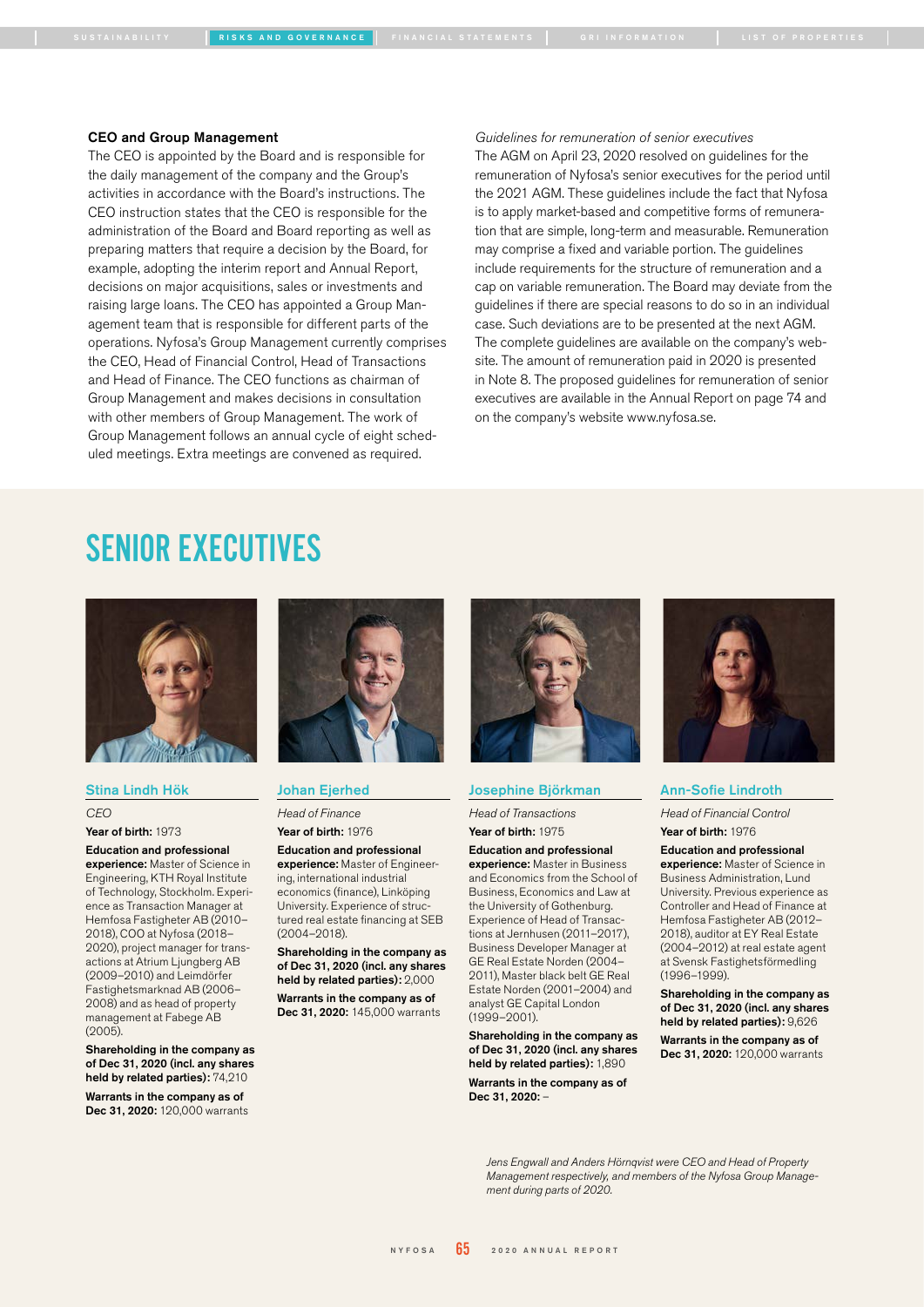### CEO and Group Management

The CEO is appointed by the Board and is responsible for the daily management of the company and the Group's activities in accordance with the Board's instructions. The CEO instruction states that the CEO is responsible for the administration of the Board and Board reporting as well as preparing matters that require a decision by the Board, for example, adopting the interim report and Annual Report, decisions on major acquisitions, sales or investments and raising large loans. The CEO has appointed a Group Management team that is responsible for different parts of the operations. Nyfosa's Group Management currently comprises the CEO, Head of Financial Control, Head of Transactions and Head of Finance. The CEO functions as chairman of Group Management and makes decisions in consultation with other members of Group Management. The work of Group Management follows an annual cycle of eight scheduled meetings. Extra meetings are convened as required.

*Guidelines for remuneration of senior executives*

The AGM on April 23, 2020 resolved on guidelines for the remuneration of Nyfosa's senior executives for the period until the 2021 AGM. These guidelines include the fact that Nyfosa is to apply market-based and competitive forms of remuneration that are simple, long-term and measurable. Remuneration may comprise a fixed and variable portion. The guidelines include requirements for the structure of remuneration and a cap on variable remuneration. The Board may deviate from the guidelines if there are special reasons to do so in an individual case. Such deviations are to be presented at the next AGM. The complete guidelines are available on the company's website. The amount of remuneration paid in 2020 is presented in Note 8. The proposed guidelines for remuneration of senior executives are available in the Annual Report on page 74 and on the company's website www.nyfosa.se.

## SENIOR EXECUTIVES

### Stina Lindh Hök

*CEO*

**Year of birth:** 1973

**Education and professional experience:** Master of Science in Engineering, KTH Royal Institute of Technology, Stockholm. Experience as Transaction Manager at Hemfosa Fastigheter AB (2010–2018), COO at Nyfosa (2018–2020), project manager for transactions at Atrium Ljungberg AB (2009–2010) and Leimdörfer Fastighetsmarknad AB (2006–2008) and as head of property management at Fabege AB (2005).

**Shareholding in the company as of Dec 31, 2020 (incl. any shares held by related parties):** 74,210

**Warrants in the company as of Dec 31, 2020:** 120,000 warrants

### Johan Ejerhed

*Head of Finance*

**Year of birth:** 1976

**Education and professional experience:** Master of Engineering, international industrial economics (finance), Linköping University. Experience of structured real estate financing at SEB (2004–2018).

**Shareholding in the company as of Dec 31, 2020 (incl. any shares held by related parties):** 2,000

**Warrants in the company as of Dec 31, 2020:** 145,000 warrants

### Josephine Björkman

*Head of Transactions*

**Year of birth:** 1975

**Education and professional experience:** Master in Business and Economics from the School of Business, Economics and Law at the University of Gothenburg. Experience of Head of Transactions at Jernhusen (2011–2017), Business Developer Manager at GE Real Estate Norden (2004–2011), Master black belt GE Real Estate Norden (2001–2004) and analyst GE Capital London (1999–2001).

**Shareholding in the company as of Dec 31, 2020 (incl. any shares held by related parties):** 1,890

**Warrants in the company as of Dec 31, 2020:** –

### Ann-Sofie Lindroth

*Head of Financial Control*

**Year of birth:** 1976

**Education and professional experience:** Master of Science in Business Administration, Lund University. Previous experience as Controller and Head of Finance at Hemfosa Fastigheter AB (2012–2018), auditor at EY Real Estate (2004–2012) at real estate agent at Svensk Fastighetsförmedling (1996–1999).

**Shareholding in the company as of Dec 31, 2020 (incl. any shares held by related parties):** 9,626

**Warrants in the company as of Dec 31, 2020:** 120,000 warrants

*Jens Engwall and Anders Hörnqvist were CEO and Head of Property Management respectively, and members of the Nyfosa Group Management during parts of 2020.*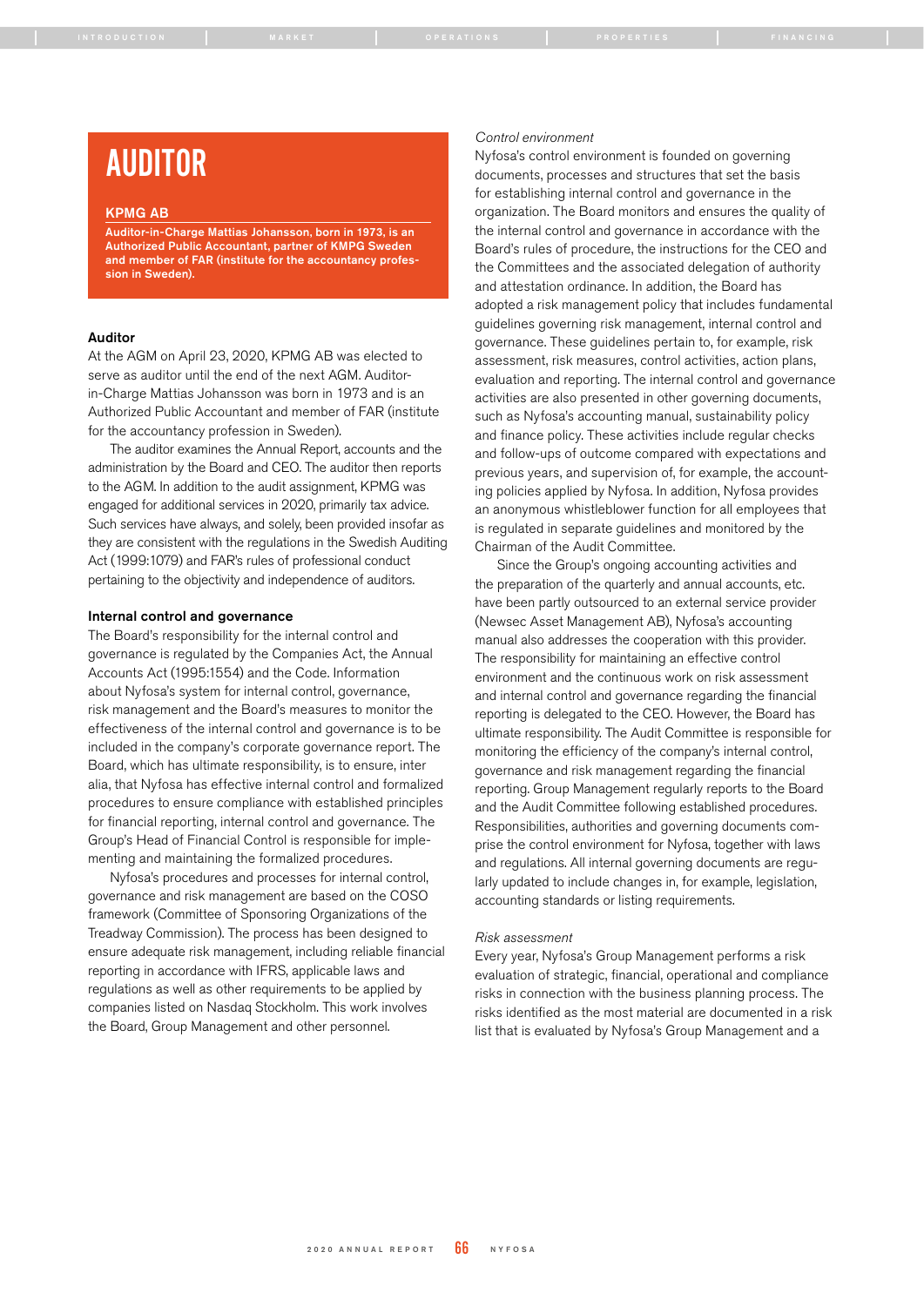# AUDITOR

**KPMG AB**

**Auditor-in-Charge Mattias Johansson, born in 1973, is an Authorized Public Accountant, partner of KPMG Sweden and member of FAR (institute for the accountancy profession in Sweden).**

### Auditor

At the AGM on April 23, 2020, KPMG AB was elected to serve as auditor until the end of the next AGM. Auditor-in-Charge Mattias Johansson was born in 1973 and is an Authorized Public Accountant and member of FAR (institute for the accountancy profession in Sweden).

The auditor examines the Annual Report, accounts and the administration by the Board and CEO. The auditor then reports to the AGM. In addition to the audit assignment, KPMG was engaged for additional services in 2020, primarily tax advice. Such services have always, and solely, been provided insofar as they are consistent with the regulations in the Swedish Auditing Act (1999:1079) and FAR's rules of professional conduct pertaining to the objectivity and independence of auditors.

### Internal control and governance

The Board's responsibility for the internal control and governance is regulated by the Companies Act, the Annual Accounts Act (1995:1554) and the Code. Information about Nyfosa's system for internal control, governance, risk management and the Board's measures to monitor the effectiveness of the internal control and governance is to be included in the company's corporate governance report. The Board, which has ultimate responsibility, is to ensure, inter alia, that Nyfosa has effective internal control and formalized procedures to ensure compliance with established principles for financial reporting, internal control and governance. The Group's Head of Financial Control is responsible for implementing and maintaining the formalized procedures.

Nyfosa's procedures and processes for internal control, governance and risk management are based on the COSO framework (Committee of Sponsoring Organizations of the Treadway Commission). The process has been designed to ensure adequate risk management, including reliable financial reporting in accordance with IFRS, applicable laws and regulations as well as other requirements to be applied by companies listed on Nasdaq Stockholm. This work involves the Board, Group Management and other personnel.

*Control environment*

Nyfosa's control environment is founded on governing documents, processes and structures that set the basis for establishing internal control and governance in the organization. The Board monitors and ensures the quality of the internal control and governance in accordance with the Board's rules of procedure, the instructions for the CEO and the Committees and the associated delegation of authority and attestation ordinance. In addition, the Board has adopted a risk management policy that includes fundamental guidelines governing risk management, internal control and governance. These guidelines pertain to, for example, risk assessment, risk measures, control activities, action plans, evaluation and reporting. The internal control and governance activities are also presented in other governing documents, such as Nyfosa's accounting manual, sustainability policy and finance policy. These activities include regular checks and follow-ups of outcome compared with expectations and previous years, and supervision of, for example, the accounting policies applied by Nyfosa. In addition, Nyfosa provides an anonymous whistleblower function for all employees that is regulated in separate guidelines and monitored by the Chairman of the Audit Committee.

Since the Group's ongoing accounting activities and the preparation of the quarterly and annual accounts, etc. have been partly outsourced to an external service provider (Newsec Asset Management AB), Nyfosa's accounting manual also addresses the cooperation with this provider. The responsibility for maintaining an effective control environment and the continuous work on risk assessment and internal control and governance regarding the financial reporting is delegated to the CEO. However, the Board has ultimate responsibility. The Audit Committee is responsible for monitoring the efficiency of the company's internal control, governance and risk management regarding the financial reporting. Group Management regularly reports to the Board and the Audit Committee following established procedures. Responsibilities, authorities and governing documents comprise the control environment for Nyfosa, together with laws and regulations. All internal governing documents are regularly updated to include changes in, for example, legislation, accounting standards or listing requirements.

*Risk assessment*

Every year, Nyfosa's Group Management performs a risk evaluation of strategic, financial, operational and compliance risks in connection with the business planning process. The risks identified as the most material are documented in a risk list that is evaluated by Nyfosa's Group Management and a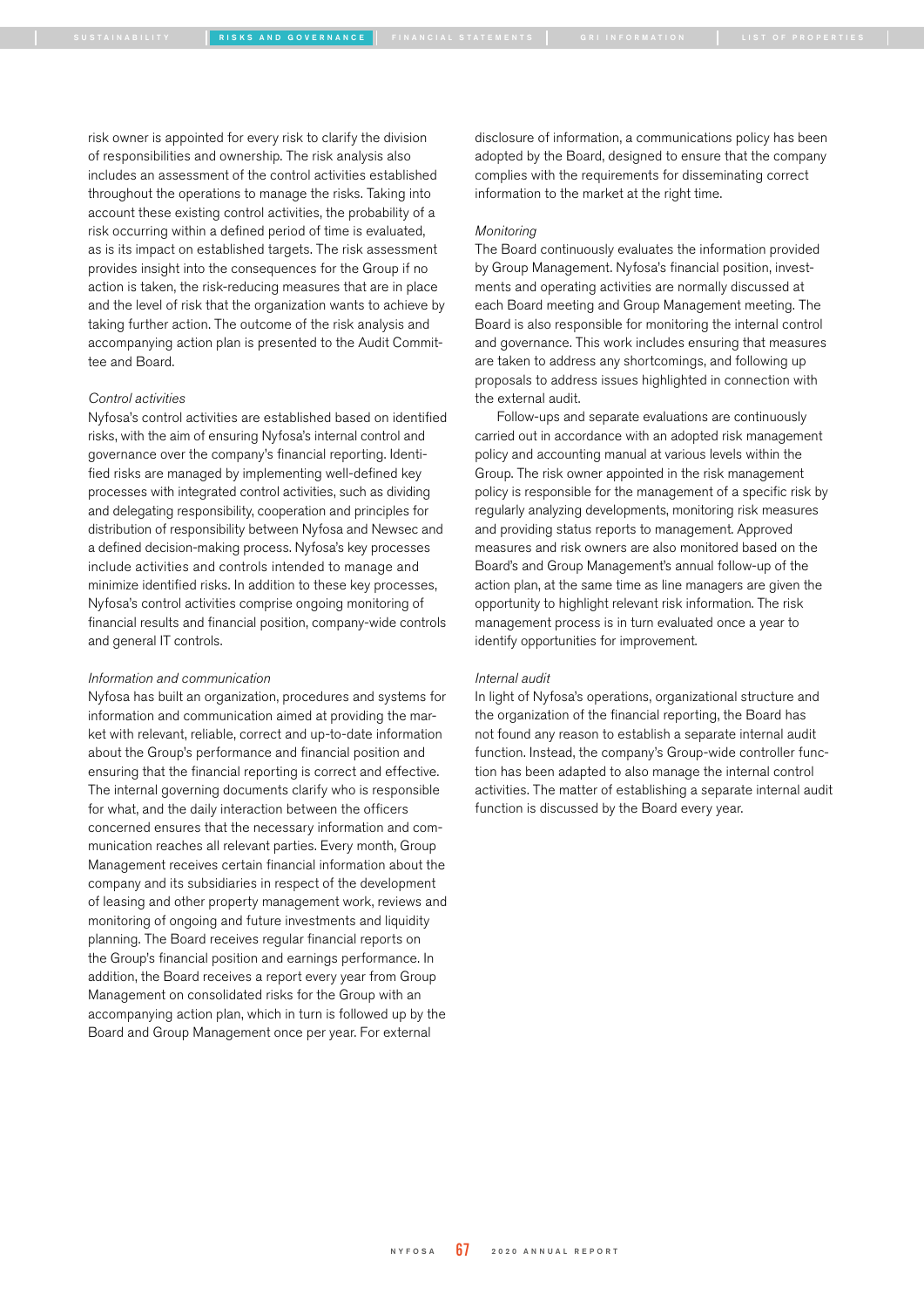risk owner is appointed for every risk to clarify the division of responsibilities and ownership. The risk analysis also includes an assessment of the control activities established throughout the operations to manage the risks. Taking into account these existing control activities, the probability of a risk occurring within a defined period of time is evaluated, as is its impact on established targets. The risk assessment provides insight into the consequences for the Group if no action is taken, the risk-reducing measures that are in place and the level of risk that the organization wants to achieve by taking further action. The outcome of the risk analysis and accompanying action plan is presented to the Audit Committee and Board.

*Control activities*

Nyfosa's control activities are established based on identified risks, with the aim of ensuring Nyfosa's internal control and governance over the company's financial reporting. Identified risks are managed by implementing well-defined key processes with integrated control activities, such as dividing and delegating responsibility, cooperation and principles for distribution of responsibility between Nyfosa and Newsec and a defined decision-making process. Nyfosa's key processes include activities and controls intended to manage and minimize identified risks. In addition to these key processes, Nyfosa's control activities comprise ongoing monitoring of financial results and financial position, company-wide controls and general IT controls.

*Information and communication*

Nyfosa has built an organization, procedures and systems for information and communication aimed at providing the market with relevant, reliable, correct and up-to-date information about the Group's performance and financial position and ensuring that the financial reporting is correct and effective. The internal governing documents clarify who is responsible for what, and the daily interaction between the officers concerned ensures that the necessary information and communication reaches all relevant parties. Every month, Group Management receives certain financial information about the company and its subsidiaries in respect of the development of leasing and other property management work, reviews and monitoring of ongoing and future investments and liquidity planning. The Board receives regular financial reports on the Group's financial position and earnings performance. In addition, the Board receives a report every year from Group Management on consolidated risks for the Group with an accompanying action plan, which in turn is followed up by the Board and Group Management once per year. For external disclosure of information, a communications policy has been adopted by the Board, designed to ensure that the company complies with the requirements for disseminating correct information to the market at the right time.

*Monitoring*

The Board continuously evaluates the information provided by Group Management. Nyfosa's financial position, investments and operating activities are normally discussed at each Board meeting and Group Management meeting. The Board is also responsible for monitoring the internal control and governance. This work includes ensuring that measures are taken to address any shortcomings, and following up proposals to address issues highlighted in connection with the external audit.

Follow-ups and separate evaluations are continuously carried out in accordance with an adopted risk management policy and accounting manual at various levels within the Group. The risk owner appointed in the risk management policy is responsible for the management of a specific risk by regularly analyzing developments, monitoring risk measures and providing status reports to management. Approved measures and risk owners are also monitored based on the Board's and Group Management's annual follow-up of the action plan, at the same time as line managers are given the opportunity to highlight relevant risk information. The risk management process is in turn evaluated once a year to identify opportunities for improvement.

*Internal audit*

In light of Nyfosa's operations, organizational structure and the organization of the financial reporting, the Board has not found any reason to establish a separate internal audit function. Instead, the company's Group-wide controller function has been adapted to also manage the internal control activities. The matter of establishing a separate internal audit function is discussed by the Board every year.